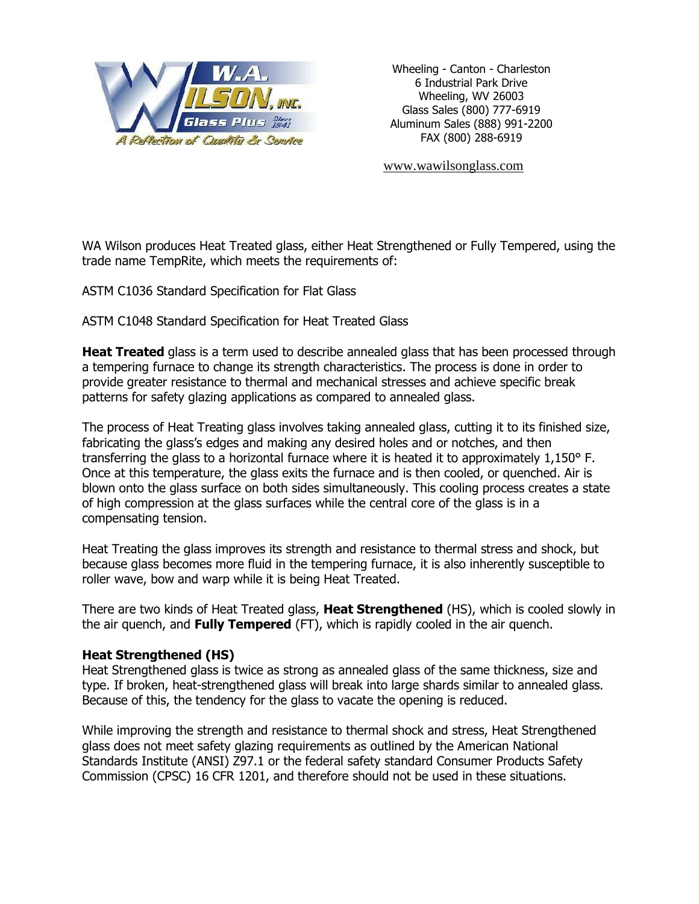Wheeling - Canton - Charleston
6 Industrial Park Drive
Wheeling, WV 26003
Glass Sales (800) 777-6919
Aluminum Sales (888) 991-2200
FAX (800) 288-6919

www.wawilsonglass.com

WA Wilson produces Heat Treated glass, either Heat Strengthened or Fully Tempered, using the trade name TempRite, which meets the requirements of:

ASTM C1036 Standard Specification for Flat Glass

ASTM C1048 Standard Specification for Heat Treated Glass

**Heat Treated** glass is a term used to describe annealed glass that has been processed through a tempering furnace to change its strength characteristics. The process is done in order to provide greater resistance to thermal and mechanical stresses and achieve specific break patterns for safety glazing applications as compared to annealed glass.

The process of Heat Treating glass involves taking annealed glass, cutting it to its finished size, fabricating the glass's edges and making any desired holes and or notches, and then transferring the glass to a horizontal furnace where it is heated it to approximately 1,150° F. Once at this temperature, the glass exits the furnace and is then cooled, or quenched. Air is blown onto the glass surface on both sides simultaneously. This cooling process creates a state of high compression at the glass surfaces while the central core of the glass is in a compensating tension.

Heat Treating the glass improves its strength and resistance to thermal stress and shock, but because glass becomes more fluid in the tempering furnace, it is also inherently susceptible to roller wave, bow and warp while it is being Heat Treated.

There are two kinds of Heat Treated glass, **Heat Strengthened** (HS), which is cooled slowly in the air quench, and **Fully Tempered** (FT), which is rapidly cooled in the air quench.

**Heat Strengthened (HS)**
Heat Strengthened glass is twice as strong as annealed glass of the same thickness, size and type. If broken, heat-strengthened glass will break into large shards similar to annealed glass. Because of this, the tendency for the glass to vacate the opening is reduced.

While improving the strength and resistance to thermal shock and stress, Heat Strengthened glass does not meet safety glazing requirements as outlined by the American National Standards Institute (ANSI) Z97.1 or the federal safety standard Consumer Products Safety Commission (CPSC) 16 CFR 1201, and therefore should not be used in these situations.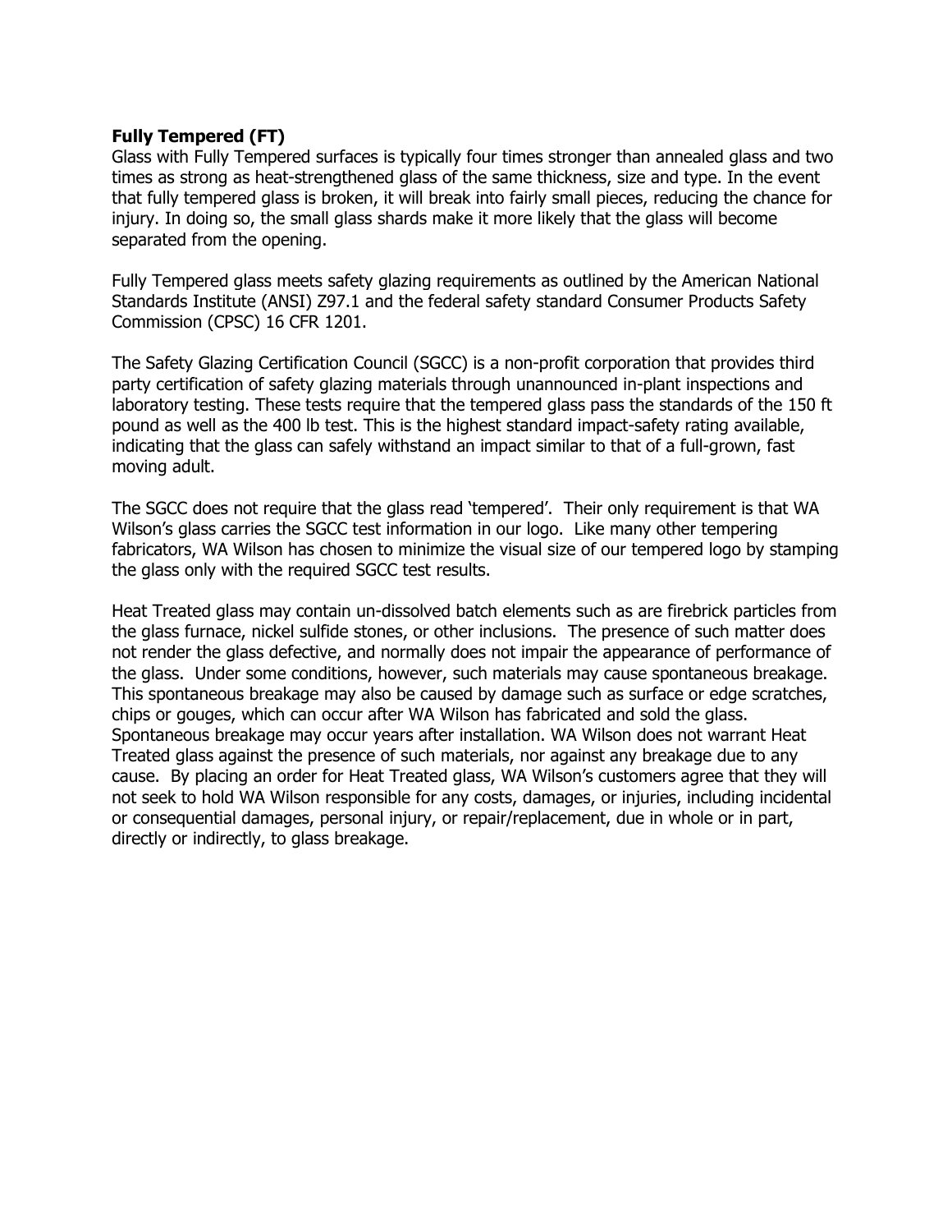**Fully Tempered (FT)**
Glass with Fully Tempered surfaces is typically four times stronger than annealed glass and two times as strong as heat-strengthened glass of the same thickness, size and type. In the event that fully tempered glass is broken, it will break into fairly small pieces, reducing the chance for injury. In doing so, the small glass shards make it more likely that the glass will become separated from the opening.

Fully Tempered glass meets safety glazing requirements as outlined by the American National Standards Institute (ANSI) Z97.1 and the federal safety standard Consumer Products Safety Commission (CPSC) 16 CFR 1201.

The Safety Glazing Certification Council (SGCC) is a non-profit corporation that provides third party certification of safety glazing materials through unannounced in-plant inspections and laboratory testing. These tests require that the tempered glass pass the standards of the 150 ft pound as well as the 400 lb test. This is the highest standard impact-safety rating available, indicating that the glass can safely withstand an impact similar to that of a full-grown, fast moving adult.

The SGCC does not require that the glass read 'tempered'. Their only requirement is that WA Wilson's glass carries the SGCC test information in our logo. Like many other tempering fabricators, WA Wilson has chosen to minimize the visual size of our tempered logo by stamping the glass only with the required SGCC test results.

Heat Treated glass may contain un-dissolved batch elements such as are firebrick particles from the glass furnace, nickel sulfide stones, or other inclusions. The presence of such matter does not render the glass defective, and normally does not impair the appearance of performance of the glass. Under some conditions, however, such materials may cause spontaneous breakage. This spontaneous breakage may also be caused by damage such as surface or edge scratches, chips or gouges, which can occur after WA Wilson has fabricated and sold the glass. Spontaneous breakage may occur years after installation. WA Wilson does not warrant Heat Treated glass against the presence of such materials, nor against any breakage due to any cause. By placing an order for Heat Treated glass, WA Wilson's customers agree that they will not seek to hold WA Wilson responsible for any costs, damages, or injuries, including incidental or consequential damages, personal injury, or repair/replacement, due in whole or in part, directly or indirectly, to glass breakage.